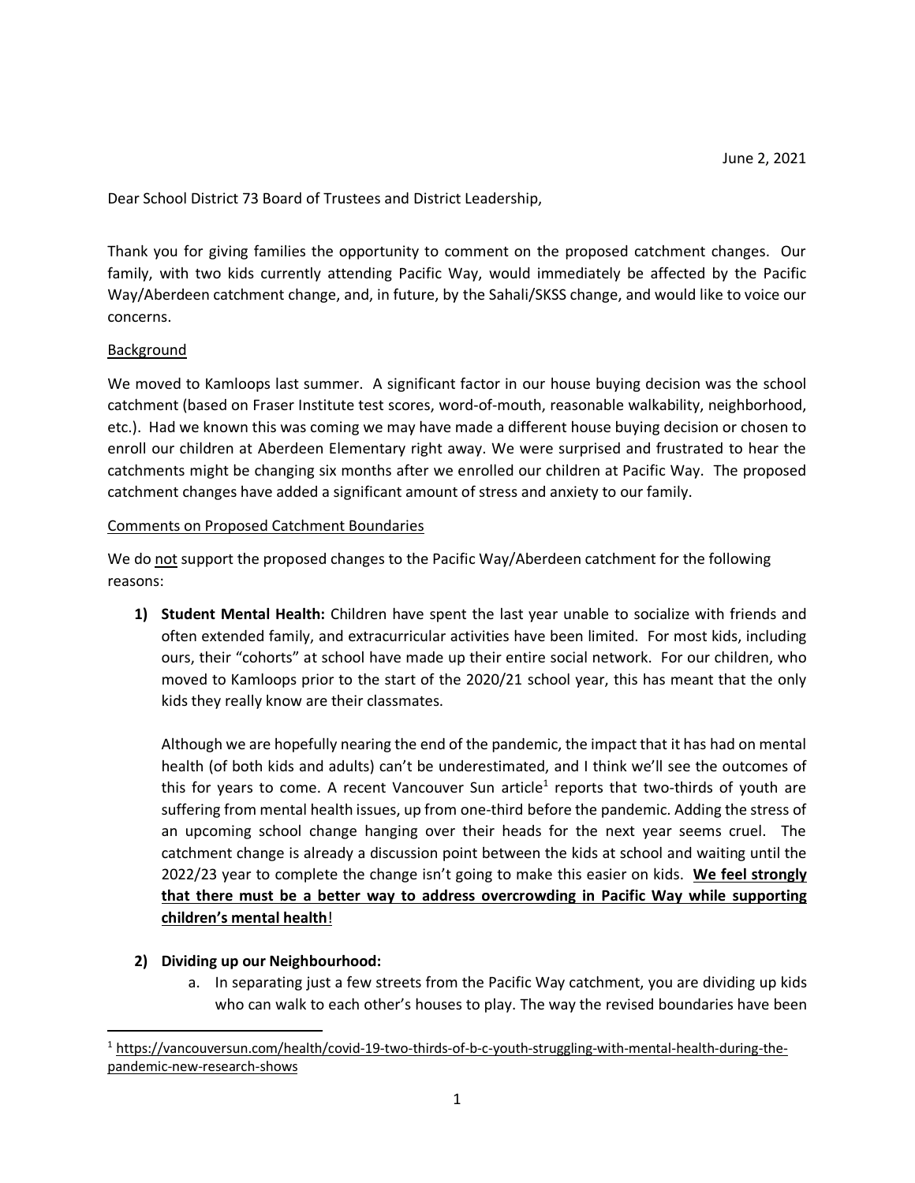June 2, 2021

Dear School District 73 Board of Trustees and District Leadership,

Thank you for giving families the opportunity to comment on the proposed catchment changes. Our family, with two kids currently attending Pacific Way, would immediately be affected by the Pacific Way/Aberdeen catchment change, and, in future, by the Sahali/SKSS change, and would like to voice our concerns.

<u>Background</u>

We moved to Kamloops last summer. A significant factor in our house buying decision was the school catchment (based on Fraser Institute test scores, word-of-mouth, reasonable walkability, neighborhood, etc.). Had we known this was coming we may have made a different house buying decision or chosen to enroll our children at Aberdeen Elementary right away. We were surprised and frustrated to hear the catchments might be changing six months after we enrolled our children at Pacific Way. The proposed catchment changes have added a significant amount of stress and anxiety to our family.

<u>Comments on Proposed Catchment Boundaries</u>

We do <u>not</u> support the proposed changes to the Pacific Way/Aberdeen catchment for the following reasons:

1) **Student Mental Health:** Children have spent the last year unable to socialize with friends and often extended family, and extracurricular activities have been limited. For most kids, including ours, their "cohorts" at school have made up their entire social network. For our children, who moved to Kamloops prior to the start of the 2020/21 school year, this has meant that the only kids they really know are their classmates.

   Although we are hopefully nearing the end of the pandemic, the impact that it has had on mental health (of both kids and adults) can't be underestimated, and I think we'll see the outcomes of this for years to come. A recent Vancouver Sun article[1] reports that two-thirds of youth are suffering from mental health issues, up from one-third before the pandemic. Adding the stress of an upcoming school change hanging over their heads for the next year seems cruel. The catchment change is already a discussion point between the kids at school and waiting until the 2022/23 year to complete the change isn't going to make this easier on kids. **<u>We feel strongly that there must be a better way to address overcrowding in Pacific Way while supporting children's mental health</u>**!

2) **Dividing up our Neighbourhood:**
   a. In separating just a few streets from the Pacific Way catchment, you are dividing up kids who can walk to each other's houses to play. The way the revised boundaries have been

---

[1] https://vancouversun.com/health/covid-19-two-thirds-of-b-c-youth-struggling-with-mental-health-during-the-pandemic-new-research-shows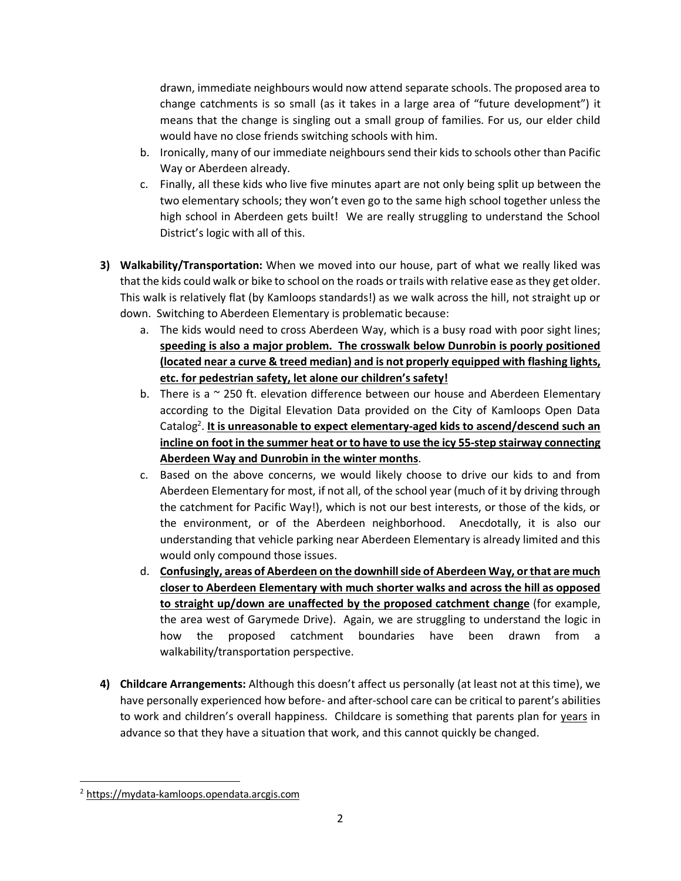drawn, immediate neighbours would now attend separate schools. The proposed area to change catchments is so small (as it takes in a large area of "future development") it means that the change is singling out a small group of families. For us, our elder child would have no close friends switching schools with him.

   b. Ironically, many of our immediate neighbours send their kids to schools other than Pacific Way or Aberdeen already.
   c. Finally, all these kids who live five minutes apart are not only being split up between the two elementary schools; they won't even go to the same high school together unless the high school in Aberdeen gets built! We are really struggling to understand the School District's logic with all of this.

3) **Walkability/Transportation:** When we moved into our house, part of what we really liked was that the kids could walk or bike to school on the roads or trails with relative ease as they get older. This walk is relatively flat (by Kamloops standards!) as we walk across the hill, not straight up or down. Switching to Aberdeen Elementary is problematic because:
   a. The kids would need to cross Aberdeen Way, which is a busy road with poor sight lines; <u>**speeding is also a major problem. The crosswalk below Dunrobin is poorly positioned (located near a curve & treed median) and is not properly equipped with flashing lights, etc. for pedestrian safety, let alone our children's safety!**</u>
   b. There is a ~ 250 ft. elevation difference between our house and Aberdeen Elementary according to the Digital Elevation Data provided on the City of Kamloops Open Data Catalog[2]. <u>**It is unreasonable to expect elementary-aged kids to ascend/descend such an incline on foot in the summer heat or to have to use the icy 55-step stairway connecting Aberdeen Way and Dunrobin in the winter months**</u>.
   c. Based on the above concerns, we would likely choose to drive our kids to and from Aberdeen Elementary for most, if not all, of the school year (much of it by driving through the catchment for Pacific Way!), which is not our best interests, or those of the kids, or the environment, or of the Aberdeen neighborhood. Anecdotally, it is also our understanding that vehicle parking near Aberdeen Elementary is already limited and this would only compound those issues.
   d. <u>**Confusingly, areas of Aberdeen on the downhill side of Aberdeen Way, or that are much closer to Aberdeen Elementary with much shorter walks and across the hill as opposed to straight up/down are unaffected by the proposed catchment change**</u> (for example, the area west of Garymede Drive). Again, we are struggling to understand the logic in how the proposed catchment boundaries have been drawn from a walkability/transportation perspective.

4) **Childcare Arrangements:** Although this doesn't affect us personally (at least not at this time), we have personally experienced how before- and after-school care can be critical to parent's abilities to work and children's overall happiness. Childcare is something that parents plan for <u>years</u> in advance so that they have a situation that work, and this cannot quickly be changed.

---

[2] https://mydata-kamloops.opendata.arcgis.com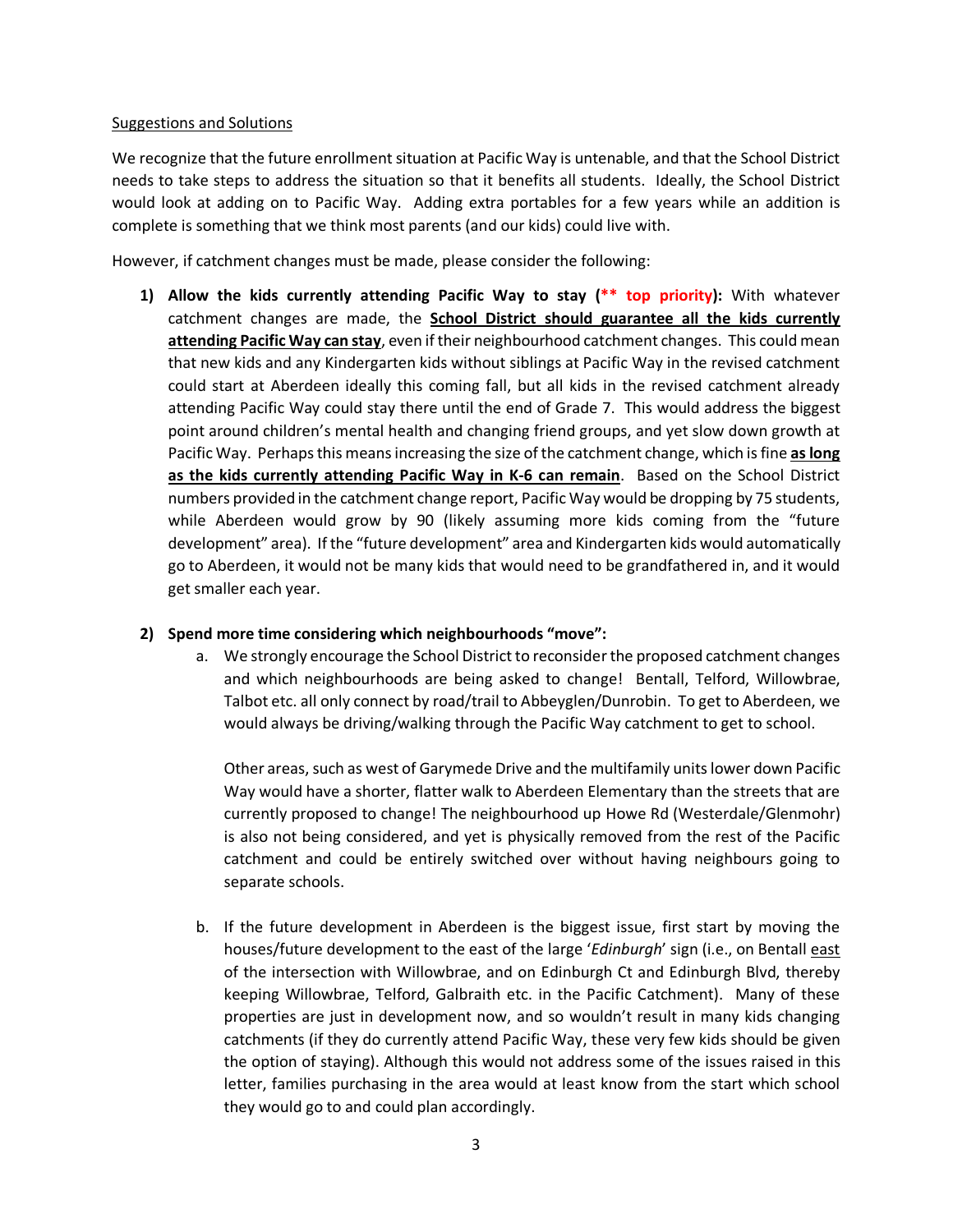Suggestions and Solutions

We recognize that the future enrollment situation at Pacific Way is untenable, and that the School District needs to take steps to address the situation so that it benefits all students. Ideally, the School District would look at adding on to Pacific Way. Adding extra portables for a few years while an addition is complete is something that we think most parents (and our kids) could live with.

However, if catchment changes must be made, please consider the following:

1) **Allow the kids currently attending Pacific Way to stay (\*\* top priority):** With whatever catchment changes are made, the **School District should guarantee all the kids currently attending Pacific Way can stay**, even if their neighbourhood catchment changes. This could mean that new kids and any Kindergarten kids without siblings at Pacific Way in the revised catchment could start at Aberdeen ideally this coming fall, but all kids in the revised catchment already attending Pacific Way could stay there until the end of Grade 7. This would address the biggest point around children's mental health and changing friend groups, and yet slow down growth at Pacific Way. Perhaps this means increasing the size of the catchment change, which is fine **as long as the kids currently attending Pacific Way in K-6 can remain**. Based on the School District numbers provided in the catchment change report, Pacific Way would be dropping by 75 students, while Aberdeen would grow by 90 (likely assuming more kids coming from the "future development" area). If the "future development" area and Kindergarten kids would automatically go to Aberdeen, it would not be many kids that would need to be grandfathered in, and it would get smaller each year.

2) **Spend more time considering which neighbourhoods "move":**
   a. We strongly encourage the School District to reconsider the proposed catchment changes and which neighbourhoods are being asked to change! Bentall, Telford, Willowbrae, Talbot etc. all only connect by road/trail to Abbeyglen/Dunrobin. To get to Aberdeen, we would always be driving/walking through the Pacific Way catchment to get to school.

      Other areas, such as west of Garymede Drive and the multifamily units lower down Pacific Way would have a shorter, flatter walk to Aberdeen Elementary than the streets that are currently proposed to change! The neighbourhood up Howe Rd (Westerdale/Glenmohr) is also not being considered, and yet is physically removed from the rest of the Pacific catchment and could be entirely switched over without having neighbours going to separate schools.

   b. If the future development in Aberdeen is the biggest issue, first start by moving the houses/future development to the east of the large '*Edinburgh*' sign (i.e., on Bentall east of the intersection with Willowbrae, and on Edinburgh Ct and Edinburgh Blvd, thereby keeping Willowbrae, Telford, Galbraith etc. in the Pacific Catchment). Many of these properties are just in development now, and so wouldn't result in many kids changing catchments (if they do currently attend Pacific Way, these very few kids should be given the option of staying). Although this would not address some of the issues raised in this letter, families purchasing in the area would at least know from the start which school they would go to and could plan accordingly.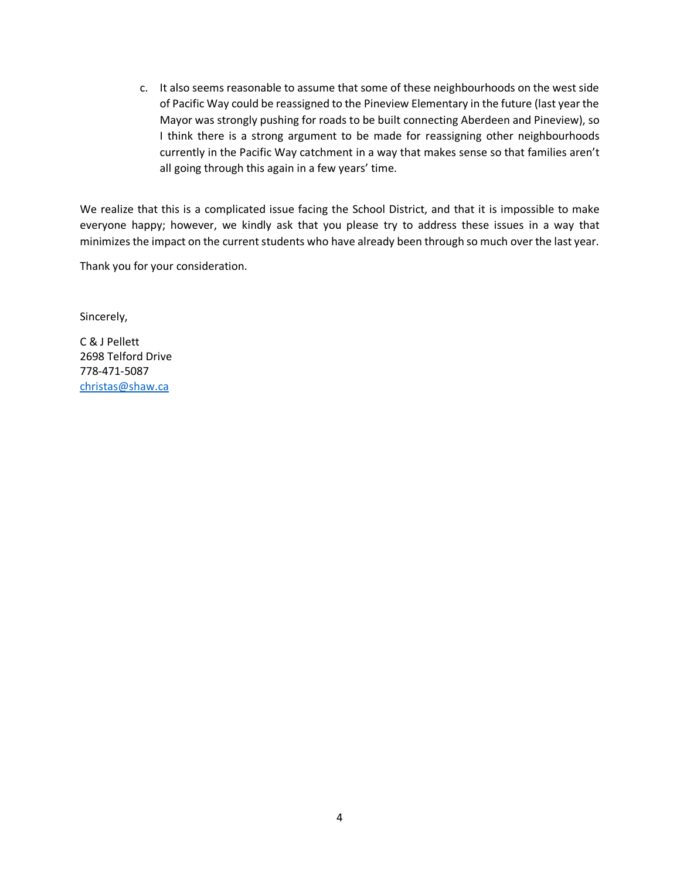c. It also seems reasonable to assume that some of these neighbourhoods on the west side of Pacific Way could be reassigned to the Pineview Elementary in the future (last year the Mayor was strongly pushing for roads to be built connecting Aberdeen and Pineview), so I think there is a strong argument to be made for reassigning other neighbourhoods currently in the Pacific Way catchment in a way that makes sense so that families aren't all going through this again in a few years' time.

We realize that this is a complicated issue facing the School District, and that it is impossible to make everyone happy; however, we kindly ask that you please try to address these issues in a way that minimizes the impact on the current students who have already been through so much over the last year.

Thank you for your consideration.

Sincerely,

C & J Pellett
2698 Telford Drive
778-471-5087
christas@shaw.ca